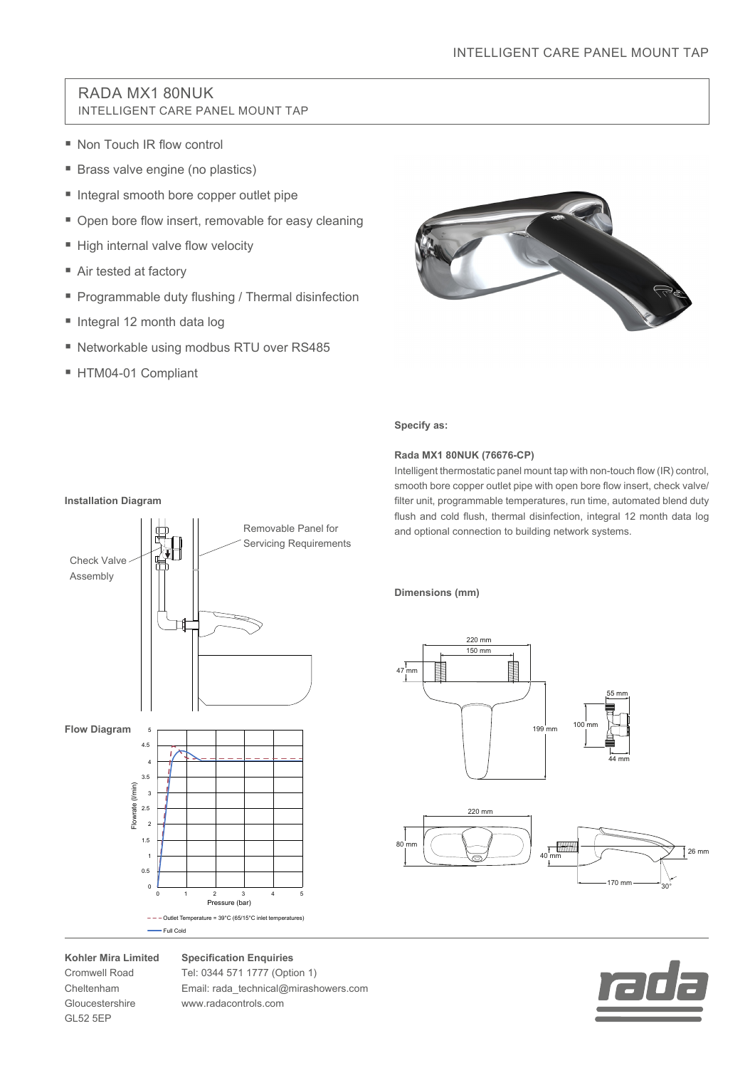# RADA MX1 80NUK

INTELLIGENT CARE PANEL MOUNT TAP

- Non Touch IR flow control
- Brass valve engine (no plastics)
- Integral smooth bore copper outlet pipe
- Open bore flow insert, removable for easy cleaning
- High internal valve flow velocity
- Air tested at factory
- Programmable duty flushing / Thermal disinfection
- Integral 12 month data log
- Networkable using modbus RTU over RS485
- HTM04-01 Compliant

**Specify as:**

**Rada MX1 80NUK (76676-CP)**

Intelligent thermostatic panel mount tap with non-touch flow (IR) control, smooth bore copper outlet pipe with open bore flow insert, check valve/ filter unit, programmable temperatures, run time, automated blend duty flush and cold flush, thermal disinfection, integral 12 month data log and optional connection to building network systems.

**Installation Diagram**

Check Valve Assembly

Removable Panel for Servicing Requirements

**Dimensions (mm)**

220 mm, 150 mm, 47 mm, 199 mm, 55 mm, 100 mm, 44 mm, 80 mm, 40 mm, 26 mm, 170 mm, 30°

**Flow Diagram**

Flowrate (l/min) vs Pressure (bar)

- – – Outlet Temperature = 39°C (65/15°C inlet temperatures)
- —— Full Cold

**Kohler Mira Limited**
Cromwell Road
Cheltenham
Gloucestershire
GL52 5EP

**Specification Enquiries**
Tel: 0344 571 1777 (Option 1)
Email: rada_technical@mirashowers.com
www.radacontrols.com

rada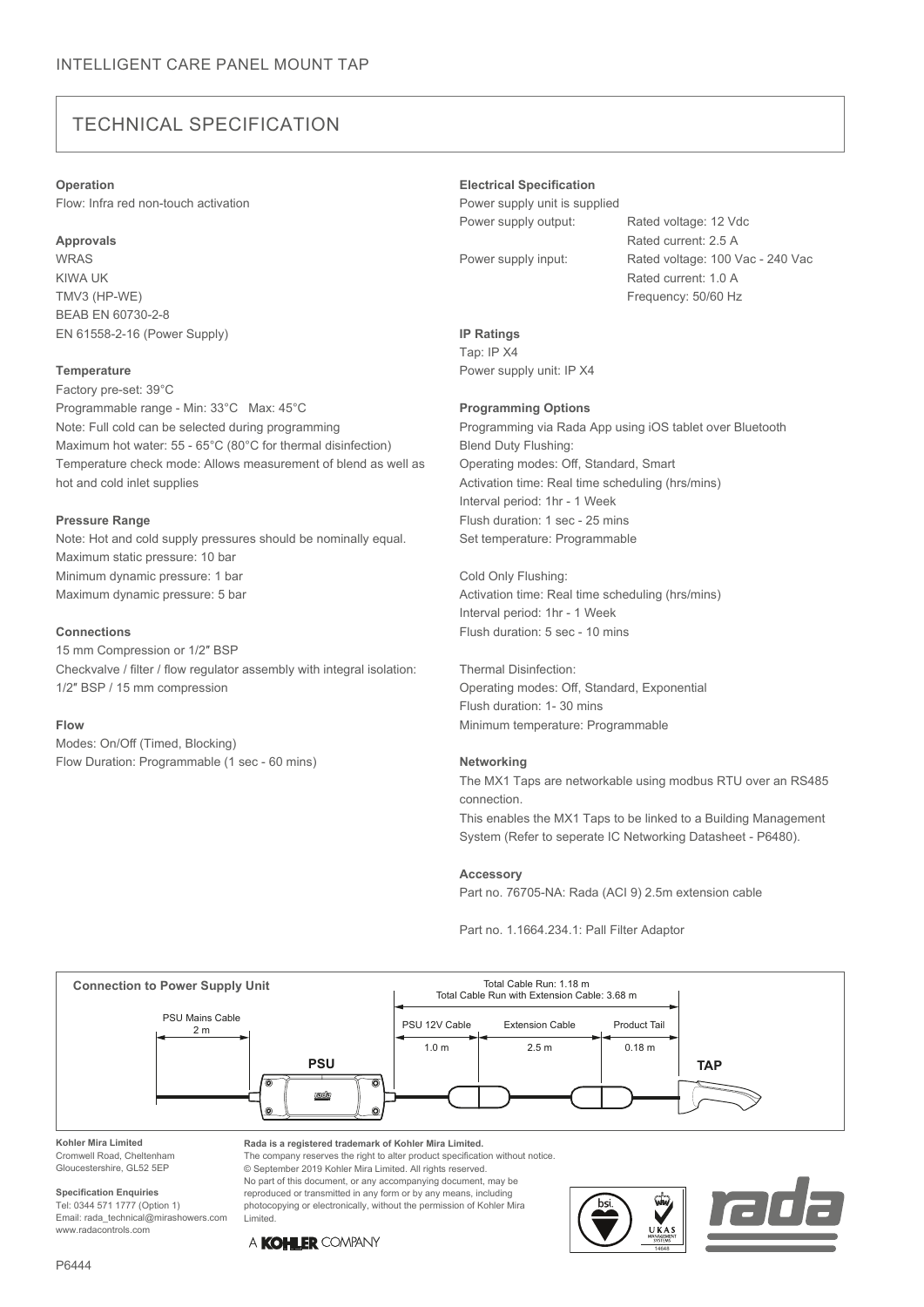INTELLIGENT CARE PANEL MOUNT TAP

# TECHNICAL SPECIFICATION

**Operation**

Flow: Infra red non-touch activation

**Approvals**

WRAS
KIWA UK
TMV3 (HP-WE)
BEAB EN 60730-2-8
EN 61558-2-16 (Power Supply)

**Temperature**

Factory pre-set: 39°C
Programmable range - Min: 33°C Max: 45°C
Note: Full cold can be selected during programming
Maximum hot water: 55 - 65°C (80°C for thermal disinfection)
Temperature check mode: Allows measurement of blend as well as hot and cold inlet supplies

**Pressure Range**

Note: Hot and cold supply pressures should be nominally equal.
Maximum static pressure: 10 bar
Minimum dynamic pressure: 1 bar
Maximum dynamic pressure: 5 bar

**Connections**

15 mm Compression or 1/2″ BSP
Checkvalve / filter / flow regulator assembly with integral isolation: 1/2″ BSP / 15 mm compression

**Flow**

Modes: On/Off (Timed, Blocking)
Flow Duration: Programmable (1 sec - 60 mins)

**Electrical Specification**

Power supply unit is supplied

| | |
|---|---|
| Power supply output: | Rated voltage: 12 Vdc<br>Rated current: 2.5 A |
| Power supply input: | Rated voltage: 100 Vac - 240 Vac<br>Rated current: 1.0 A<br>Frequency: 50/60 Hz |

**IP Ratings**

Tap: IP X4
Power supply unit: IP X4

**Programming Options**

Programming via Rada App using iOS tablet over Bluetooth
Blend Duty Flushing:
Operating modes: Off, Standard, Smart
Activation time: Real time scheduling (hrs/mins)
Interval period: 1hr - 1 Week
Flush duration: 1 sec - 25 mins
Set temperature: Programmable

Cold Only Flushing:
Activation time: Real time scheduling (hrs/mins)
Interval period: 1hr - 1 Week
Flush duration: 5 sec - 10 mins

Thermal Disinfection:
Operating modes: Off, Standard, Exponential
Flush duration: 1- 30 mins
Minimum temperature: Programmable

**Networking**

The MX1 Taps are networkable using modbus RTU over an RS485 connection.
This enables the MX1 Taps to be linked to a Building Management System (Refer to seperate IC Networking Datasheet - P6480).

**Accessory**

Part no. 76705-NA: Rada (ACI 9) 2.5m extension cable

Part no. 1.1664.234.1: Pall Filter Adaptor

**Connection to Power Supply Unit**

Total Cable Run: 1.18 m
Total Cable Run with Extension Cable: 3.68 m

PSU Mains Cable
2 m

PSU 12V Cable
1.0 m

Extension Cable
2.5 m

Product Tail
0.18 m

PSU

TAP

**Kohler Mira Limited**
Cromwell Road, Cheltenham
Gloucestershire, GL52 5EP

**Specification Enquiries**
Tel: 0344 571 1777 (Option 1)
Email: rada_technical@mirashowers.com
www.radacontrols.com

**Rada is a registered trademark of Kohler Mira Limited.**
The company reserves the right to alter product specification without notice.
© September 2019 Kohler Mira Limited. All rights reserved.
No part of this document, or any accompanying document, may be reproduced or transmitted in any form or by any means, including photocopying or electronically, without the permission of Kohler Mira Limited.

A KOHLER COMPANY

P6444